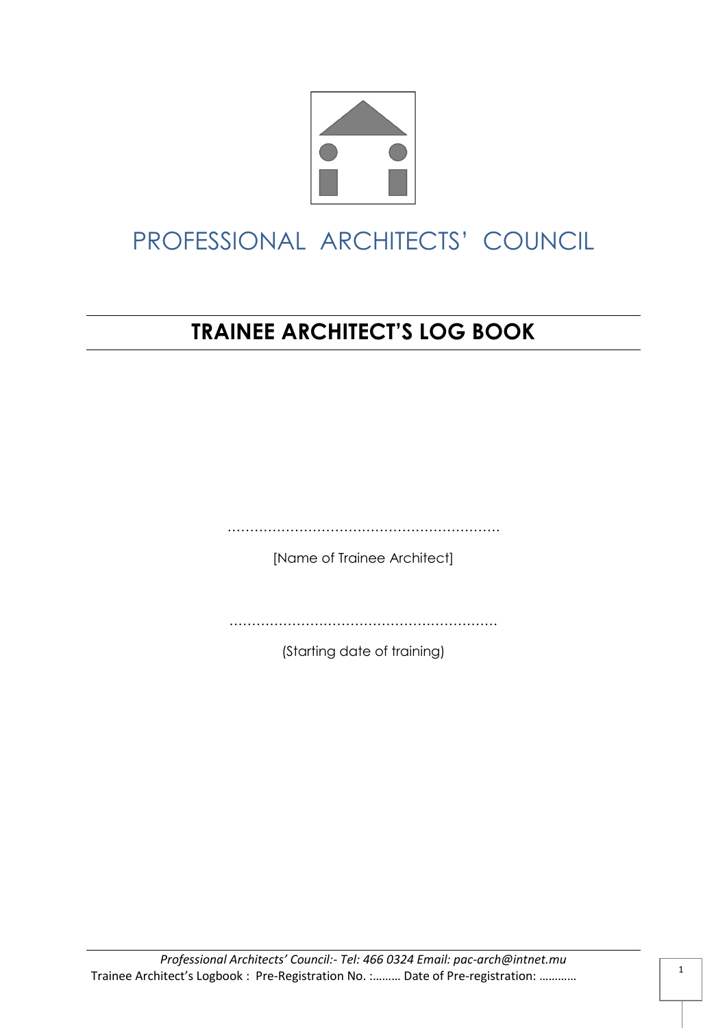# PROFESSIONAL ARCHITECTS' COUNCIL

## TRAINEE ARCHITECT'S LOG BOOK

…………………………………………………….

[Name of Trainee Architect]

…………………………………………………..

(Starting date of training)

*Professional Architects' Council:- Tel: 466 0324 Email: pac-arch@intnet.mu*

Trainee Architect's Logbook : Pre-Registration No. :……… Date of Pre-registration: …………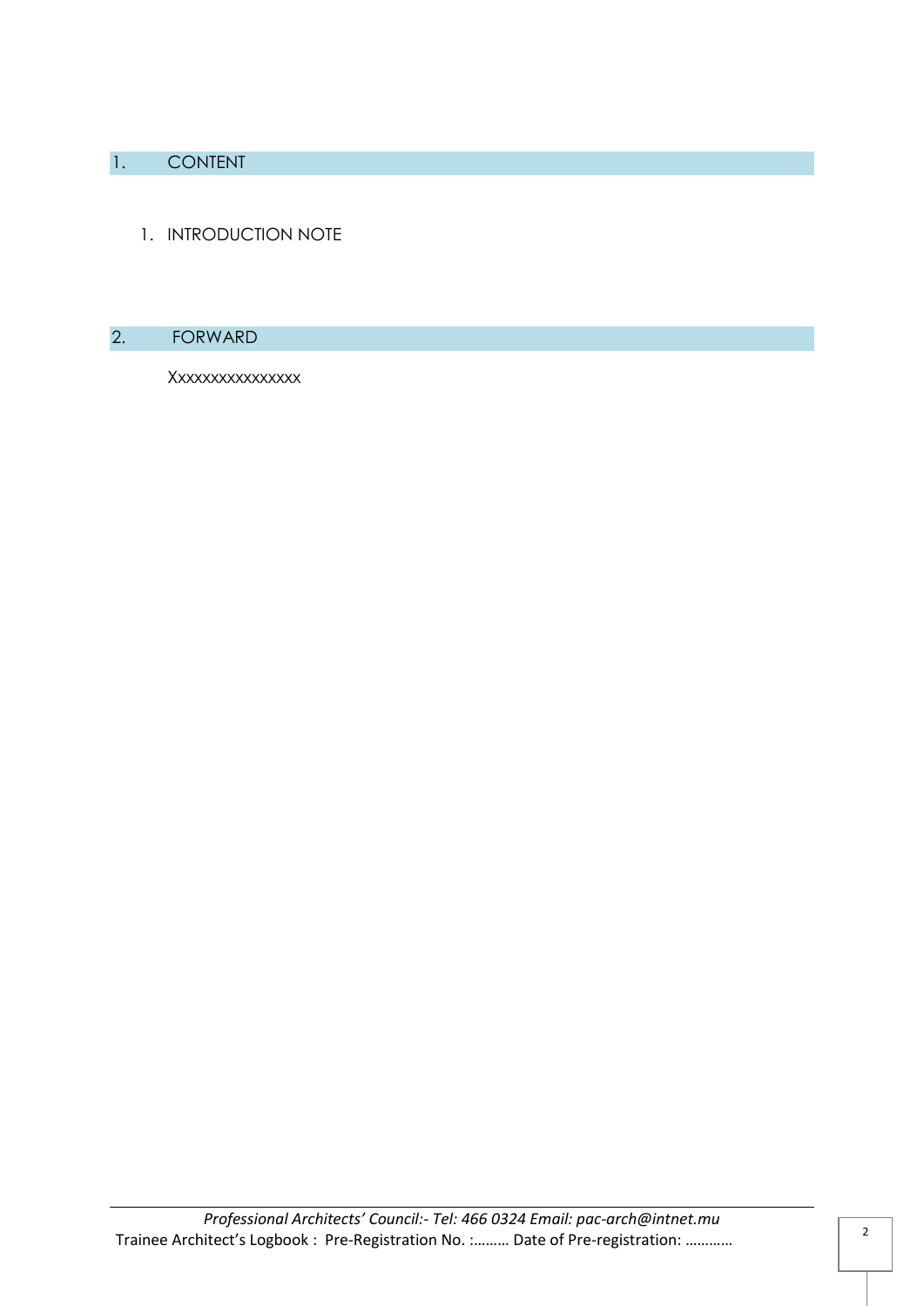## 1. CONTENT

1. INTRODUCTION NOTE

## 2. FORWARD

Xxxxxxxxxxxxxxx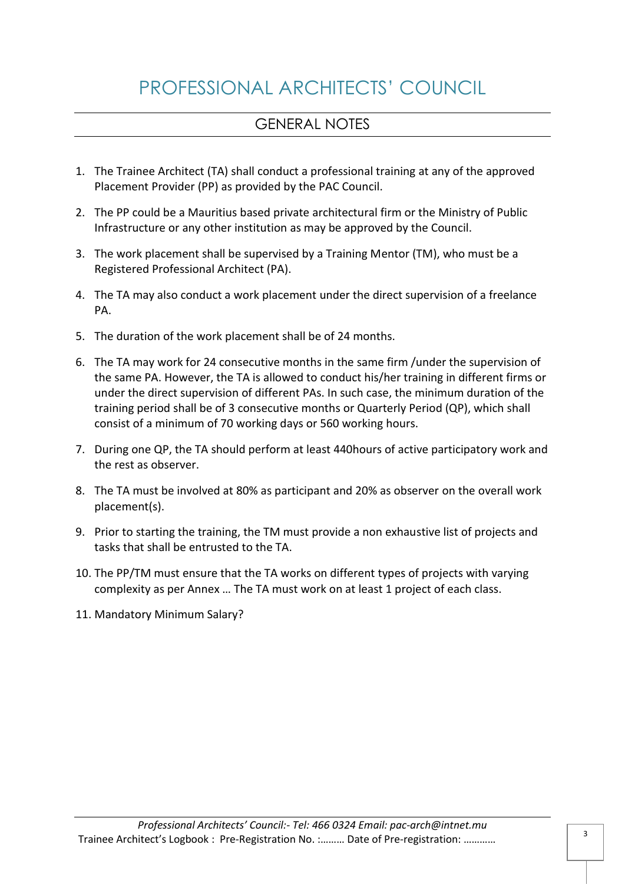# PROFESSIONAL ARCHITECTS' COUNCIL

## GENERAL NOTES

1. The Trainee Architect (TA) shall conduct a professional training at any of the approved Placement Provider (PP) as provided by the PAC Council.
2. The PP could be a Mauritius based private architectural firm or the Ministry of Public Infrastructure or any other institution as may be approved by the Council.
3. The work placement shall be supervised by a Training Mentor (TM), who must be a Registered Professional Architect (PA).
4. The TA may also conduct a work placement under the direct supervision of a freelance PA.
5. The duration of the work placement shall be of 24 months.
6. The TA may work for 24 consecutive months in the same firm /under the supervision of the same PA. However, the TA is allowed to conduct his/her training in different firms or under the direct supervision of different PAs. In such case, the minimum duration of the training period shall be of 3 consecutive months or Quarterly Period (QP), which shall consist of a minimum of 70 working days or 560 working hours.
7. During one QP, the TA should perform at least 440hours of active participatory work and the rest as observer.
8. The TA must be involved at 80% as participant and 20% as observer on the overall work placement(s).
9. Prior to starting the training, the TM must provide a non exhaustive list of projects and tasks that shall be entrusted to the TA.
10. The PP/TM must ensure that the TA works on different types of projects with varying complexity as per Annex … The TA must work on at least 1 project of each class.
11. Mandatory Minimum Salary?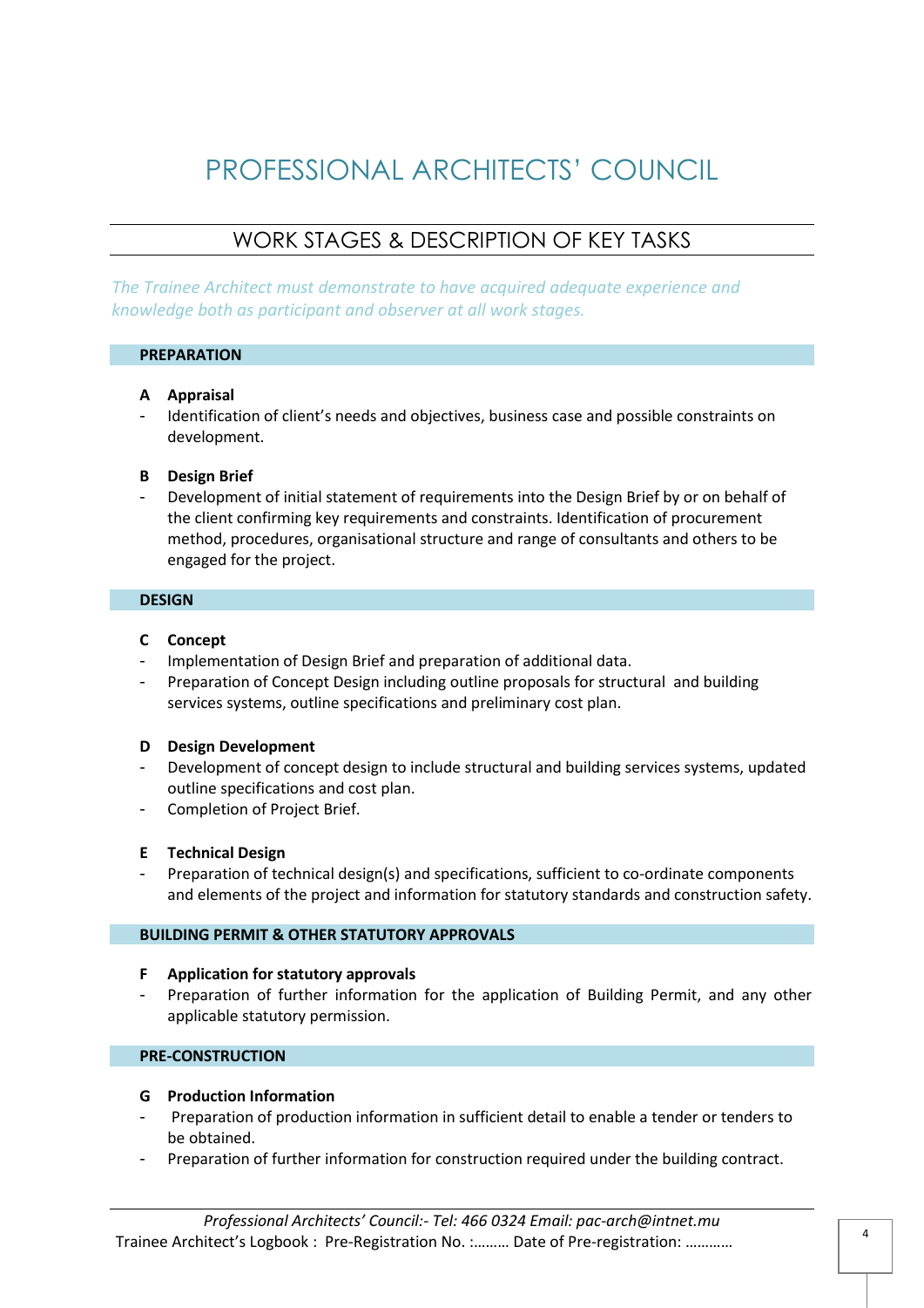# PROFESSIONAL ARCHITECTS' COUNCIL

## WORK STAGES & DESCRIPTION OF KEY TASKS

*The Trainee Architect must demonstrate to have acquired adequate experience and knowledge both as participant and observer at all work stages.*

### PREPARATION

**A Appraisal**

- Identification of client's needs and objectives, business case and possible constraints on development.

**B Design Brief**

- Development of initial statement of requirements into the Design Brief by or on behalf of the client confirming key requirements and constraints. Identification of procurement method, procedures, organisational structure and range of consultants and others to be engaged for the project.

### DESIGN

**C Concept**

- Implementation of Design Brief and preparation of additional data.
- Preparation of Concept Design including outline proposals for structural and building services systems, outline specifications and preliminary cost plan.

**D Design Development**

- Development of concept design to include structural and building services systems, updated outline specifications and cost plan.
- Completion of Project Brief.

**E Technical Design**

- Preparation of technical design(s) and specifications, sufficient to co-ordinate components and elements of the project and information for statutory standards and construction safety.

### BUILDING PERMIT & OTHER STATUTORY APPROVALS

**F Application for statutory approvals**

- Preparation of further information for the application of Building Permit, and any other applicable statutory permission.

### PRE-CONSTRUCTION

**G Production Information**

- Preparation of production information in sufficient detail to enable a tender or tenders to be obtained.
- Preparation of further information for construction required under the building contract.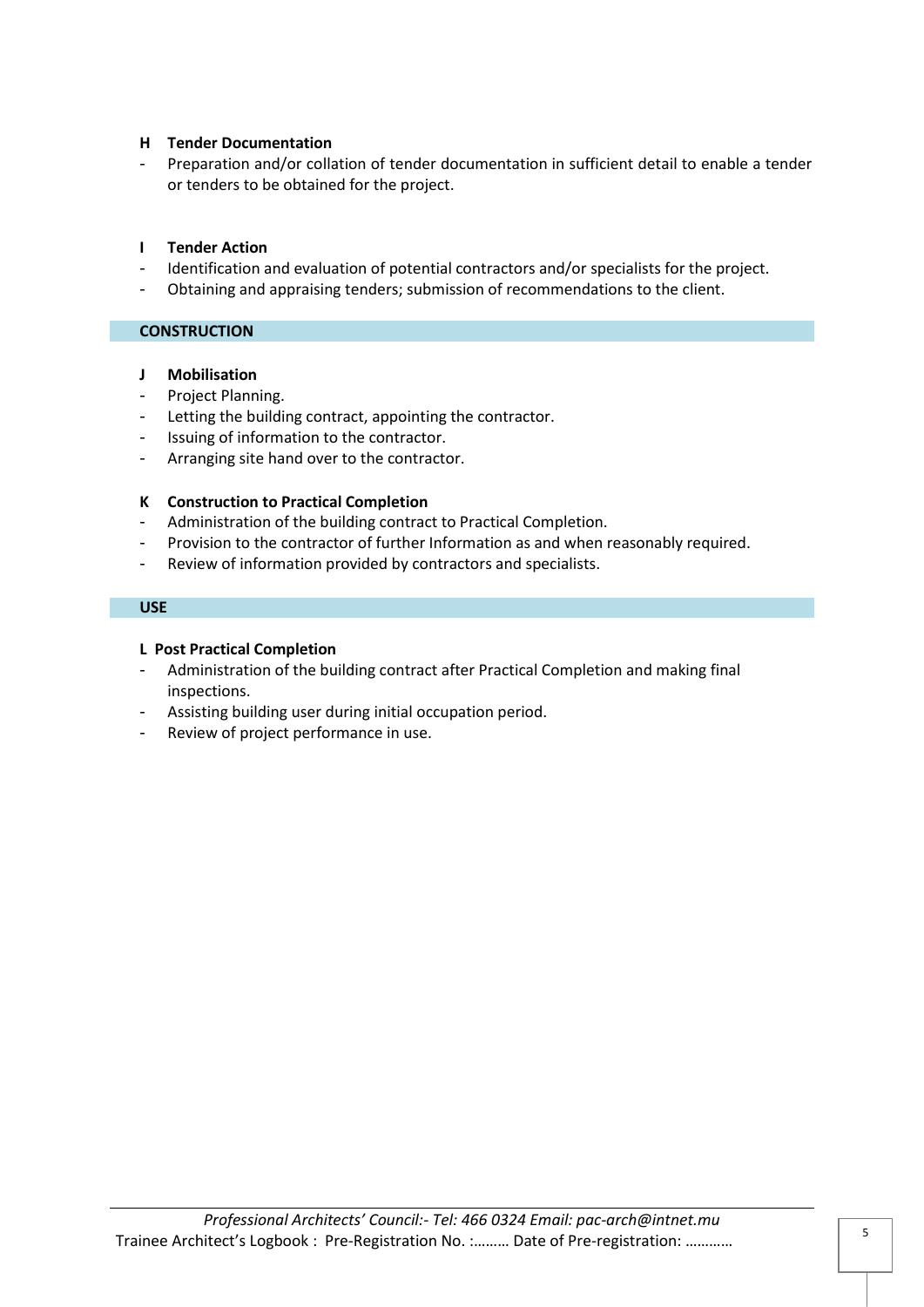**H Tender Documentation**

- Preparation and/or collation of tender documentation in sufficient detail to enable a tender or tenders to be obtained for the project.

**I Tender Action**

- Identification and evaluation of potential contractors and/or specialists for the project.
- Obtaining and appraising tenders; submission of recommendations to the client.

## CONSTRUCTION

**J Mobilisation**

- Project Planning.
- Letting the building contract, appointing the contractor.
- Issuing of information to the contractor.
- Arranging site hand over to the contractor.

**K Construction to Practical Completion**

- Administration of the building contract to Practical Completion.
- Provision to the contractor of further Information as and when reasonably required.
- Review of information provided by contractors and specialists.

## USE

**L Post Practical Completion**

- Administration of the building contract after Practical Completion and making final inspections.
- Assisting building user during initial occupation period.
- Review of project performance in use.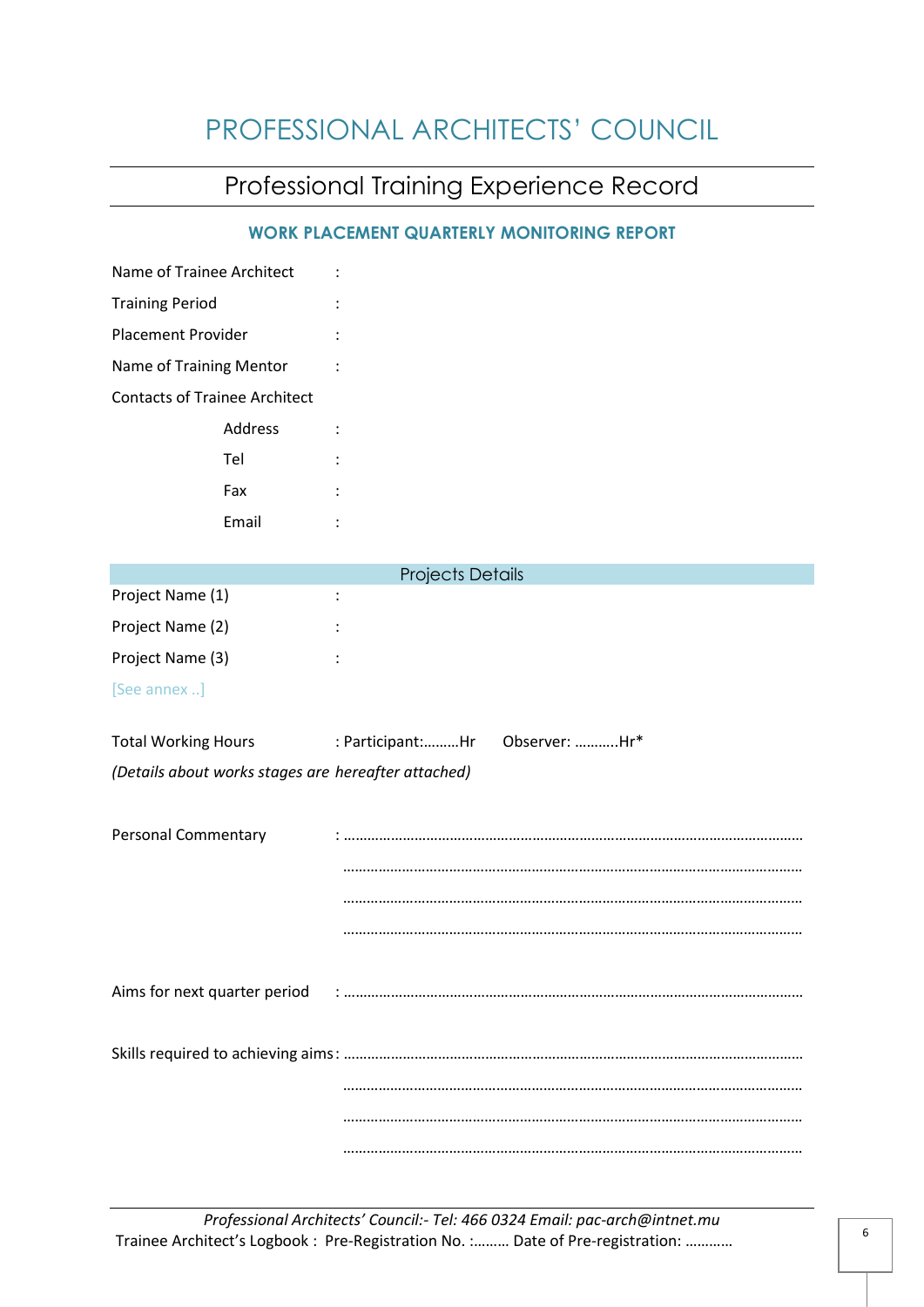# PROFESSIONAL ARCHITECTS' COUNCIL

## Professional Training Experience Record

### WORK PLACEMENT QUARTERLY MONITORING REPORT

Name of Trainee Architect :

Training Period :

Placement Provider :

Name of Training Mentor :

Contacts of Trainee Architect

Address :

Tel :

Fax :

Email :

**Projects Details**

Project Name (1) :

Project Name (2) :

Project Name (3) :

[See annex ..]

Total Working Hours : Participant:………Hr Observer: ………..Hr*

*(Details about works stages are hereafter attached)*

Personal Commentary : ………………………………………………………………………………………………………

………………………………………………………………………………………………………

………………………………………………………………………………………………………

………………………………………………………………………………………………………

Aims for next quarter period : ………………………………………………………………………………………………………

Skills required to achieving aims : ………………………………………………………………………………………………………

………………………………………………………………………………………………………

………………………………………………………………………………………………………

………………………………………………………………………………………………………

*Professional Architects' Council:- Tel: 466 0324 Email: pac-arch@intnet.mu*

Trainee Architect's Logbook : Pre-Registration No. :……… Date of Pre-registration: …………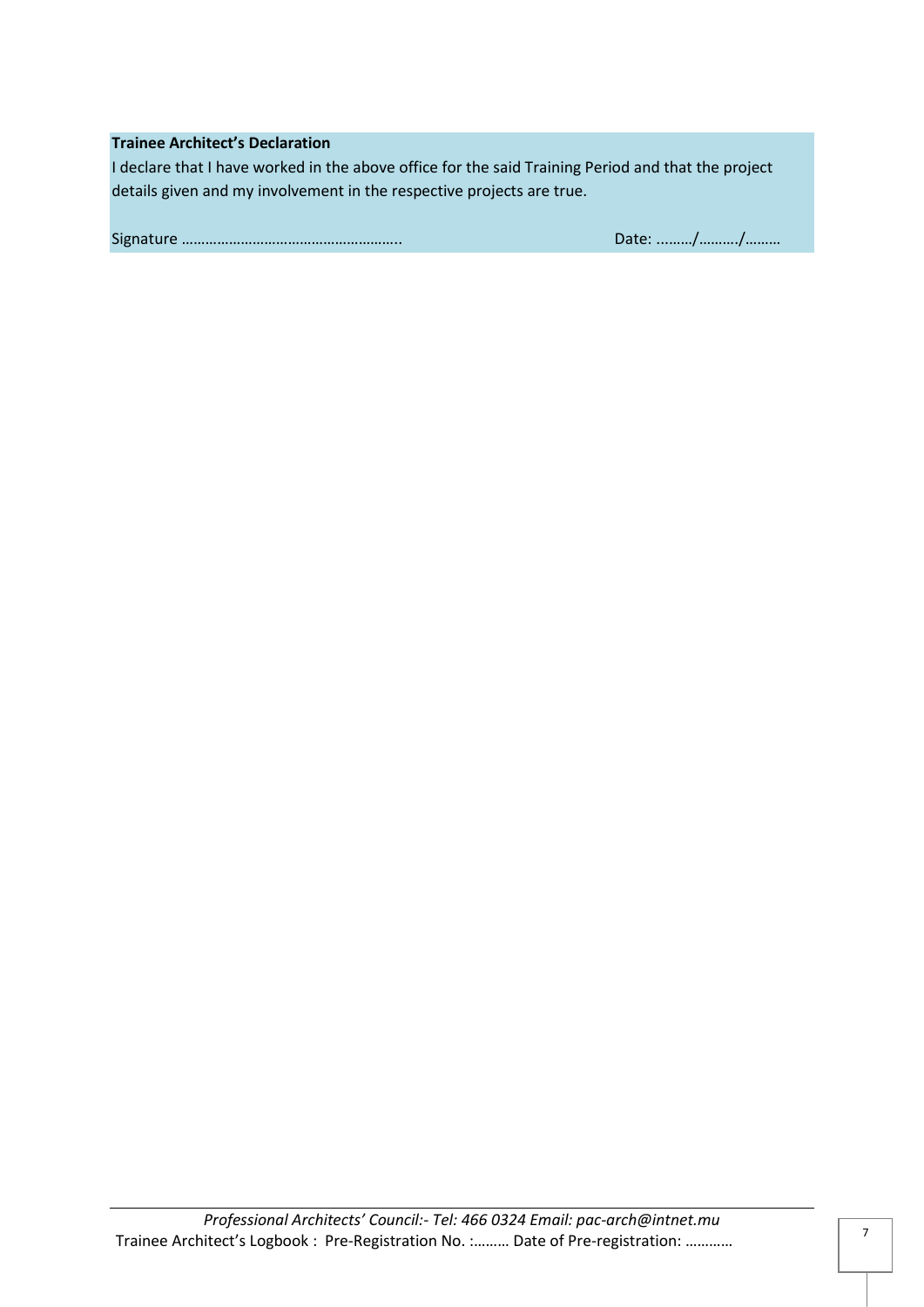**Trainee Architect's Declaration**

I declare that I have worked in the above office for the said Training Period and that the project details given and my involvement in the respective projects are true.

Signature ……………………………………………….. Date: ………/………./………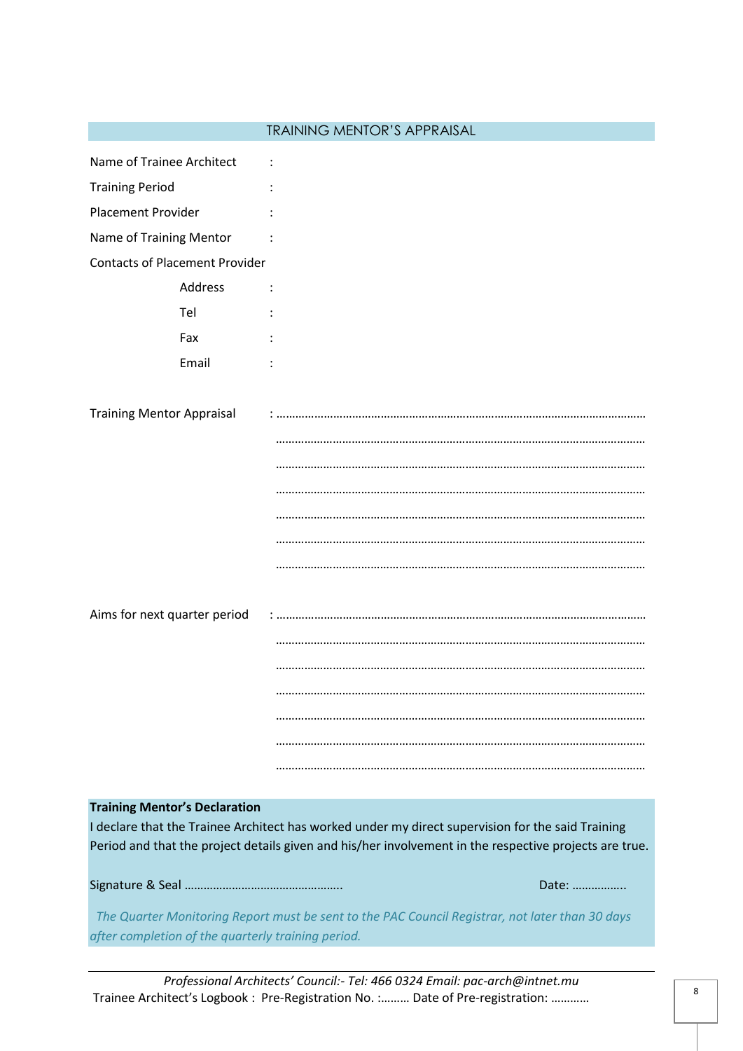## TRAINING MENTOR'S APPRAISAL

Name of Trainee Architect :

Training Period :

Placement Provider :

Name of Training Mentor :

Contacts of Placement Provider

Address :

Tel :

Fax :

Email :

Training Mentor Appraisal : ……………………………………………………………………………………………………

……………………………………………………………………………………………………

……………………………………………………………………………………………………

……………………………………………………………………………………………………

……………………………………………………………………………………………………

……………………………………………………………………………………………………

……………………………………………………………………………………………………

Aims for next quarter period : ……………………………………………………………………………………………………

……………………………………………………………………………………………………

……………………………………………………………………………………………………

……………………………………………………………………………………………………

……………………………………………………………………………………………………

……………………………………………………………………………………………………

……………………………………………………………………………………………………

**Training Mentor's Declaration**

I declare that the Trainee Architect has worked under my direct supervision for the said Training Period and that the project details given and his/her involvement in the respective projects are true.

Signature & Seal ………………………………………….. Date: ……………..

*The Quarter Monitoring Report must be sent to the PAC Council Registrar, not later than 30 days after completion of the quarterly training period.*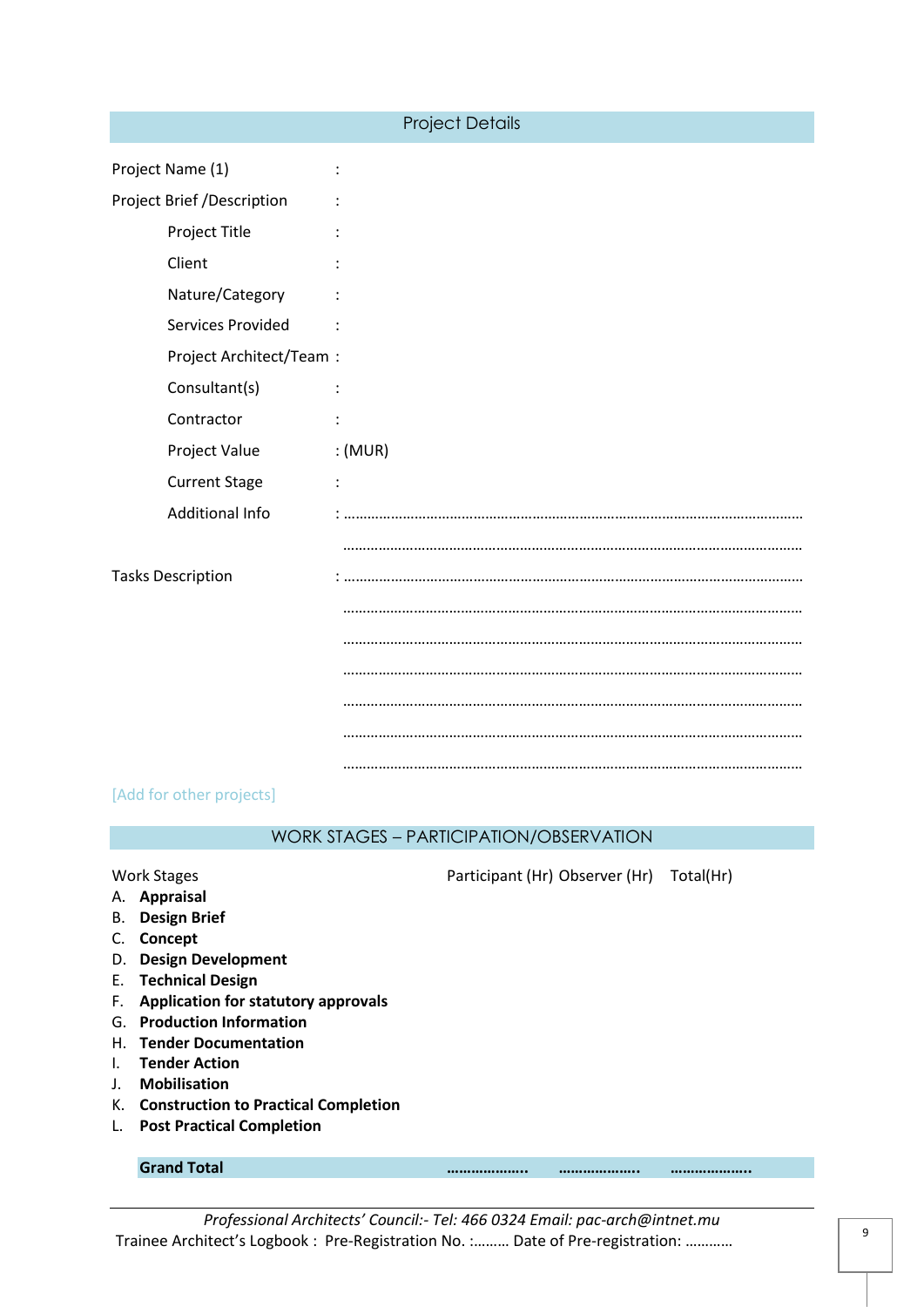## Project Details

Project Name (1) :

Project Brief /Description :

- Project Title :
- Client :
- Nature/Category :
- Services Provided :
- Project Architect/Team :
- Consultant(s) :
- Contractor :
- Project Value : (MUR)
- Current Stage :
- Additional Info : ………………………………………………………………………………………………………

  ………………………………………………………………………………………………………

Tasks Description : ………………………………………………………………………………………………………

………………………………………………………………………………………………………

………………………………………………………………………………………………………

………………………………………………………………………………………………………

………………………………………………………………………………………………………

………………………………………………………………………………………………………

………………………………………………………………………………………………………

[Add for other projects]

## WORK STAGES – PARTICIPATION/OBSERVATION

| Work Stages | Participant (Hr) | Observer (Hr) | Total(Hr) |
|---|---|---|---|
| A. **Appraisal** | | | |
| B. **Design Brief** | | | |
| C. **Concept** | | | |
| D. **Design Development** | | | |
| E. **Technical Design** | | | |
| F. **Application for statutory approvals** | | | |
| G. **Production Information** | | | |
| H. **Tender Documentation** | | | |
| I. **Tender Action** | | | |
| J. **Mobilisation** | | | |
| K. **Construction to Practical Completion** | | | |
| L. **Post Practical Completion** | | | |
| **Grand Total** | ……………….. | ……………….. | ……………….. |

*Professional Architects' Council:- Tel: 466 0324 Email: pac-arch@intnet.mu*

Trainee Architect's Logbook : Pre-Registration No. :……… Date of Pre-registration: …………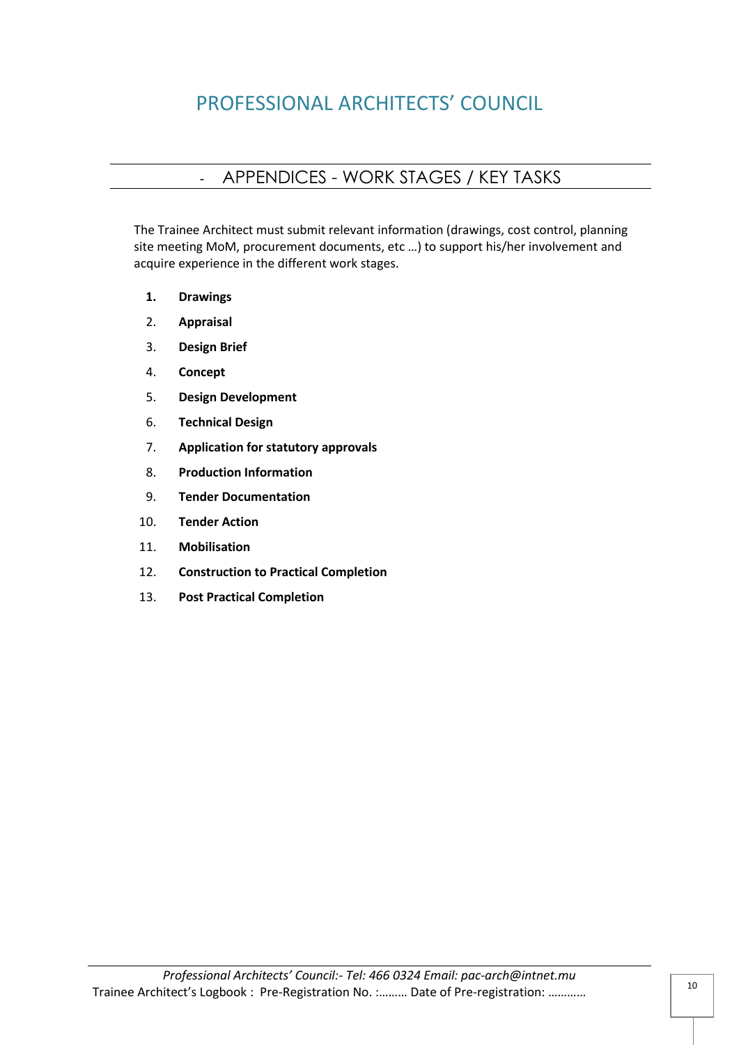# PROFESSIONAL ARCHITECTS' COUNCIL

## - APPENDICES - WORK STAGES / KEY TASKS

The Trainee Architect must submit relevant information (drawings, cost control, planning site meeting MoM, procurement documents, etc …) to support his/her involvement and acquire experience in the different work stages.

1. **Drawings**
2. **Appraisal**
3. **Design Brief**
4. **Concept**
5. **Design Development**
6. **Technical Design**
7. **Application for statutory approvals**
8. **Production Information**
9. **Tender Documentation**
10. **Tender Action**
11. **Mobilisation**
12. **Construction to Practical Completion**
13. **Post Practical Completion**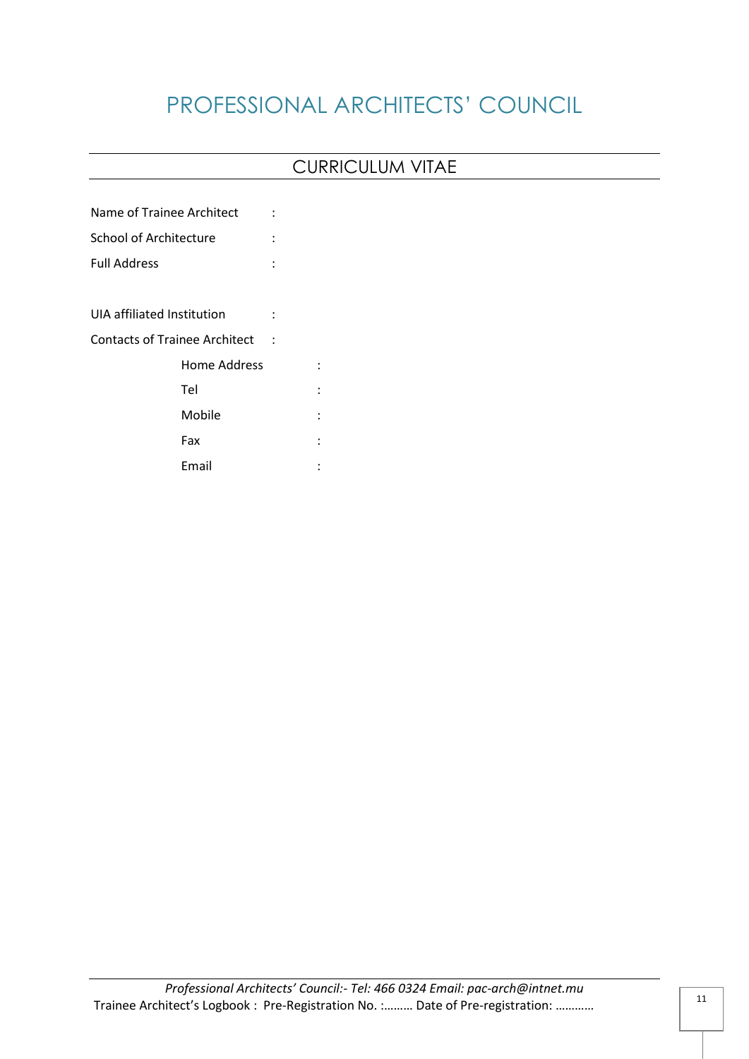# PROFESSIONAL ARCHITECTS' COUNCIL

## CURRICULUM VITAE

Name of Trainee Architect :

School of Architecture :

Full Address :

UIA affiliated Institution :

Contacts of Trainee Architect :

- Home Address :
- Tel :
- Mobile :
- Fax :
- Email :